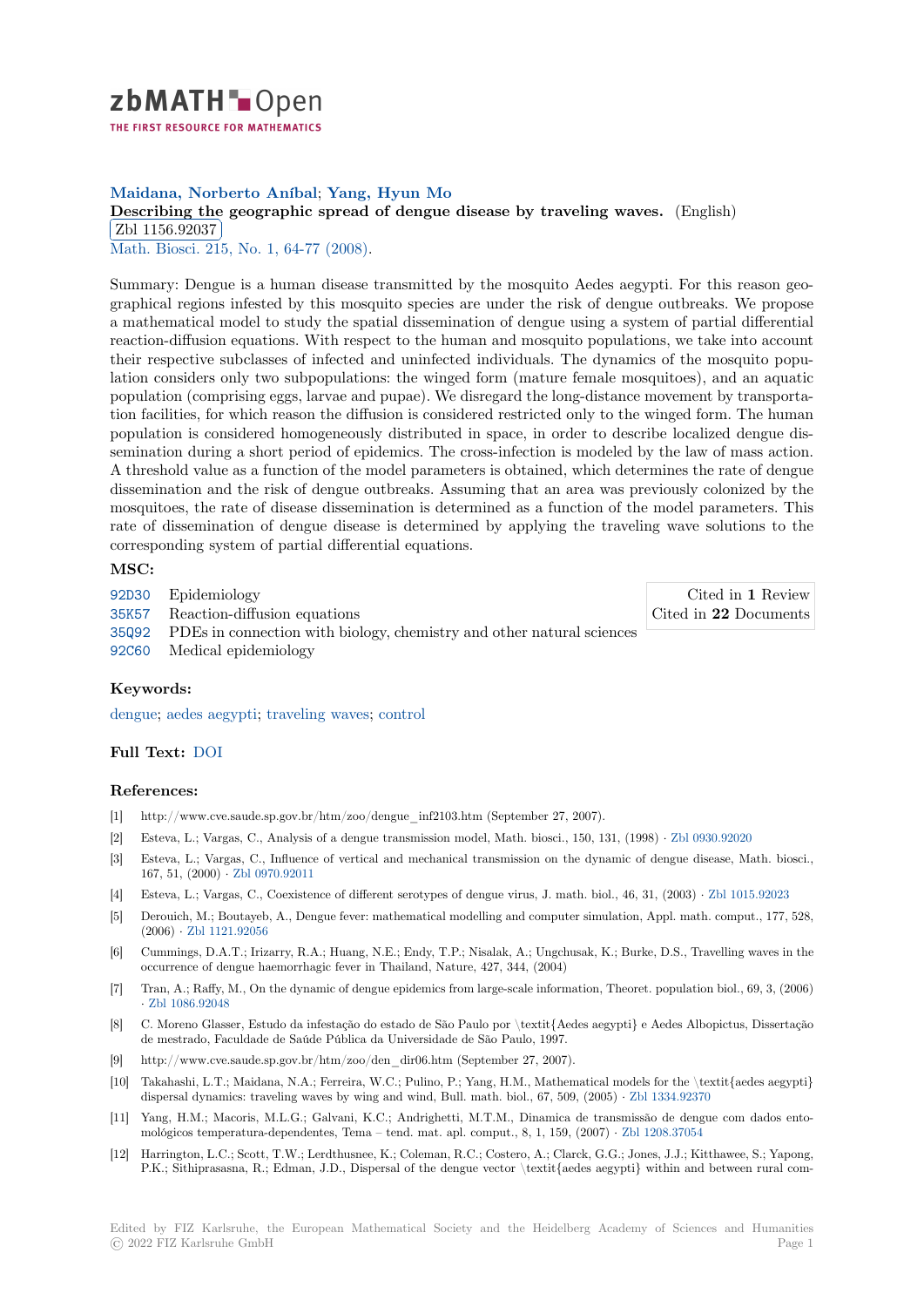# zbMATH Open

THE FIRST RESOURCE FOR MATHEMATICS

**Maidana, Norberto Aníbal; Yang, Hyun Mo**

**Describing the geographic spread of dengue disease by traveling waves.** (English)

Zbl 1156.92037

Math. Biosci. 215, No. 1, 64-77 (2008).

Summary: Dengue is a human disease transmitted by the mosquito Aedes aegypti. For this reason geographical regions infested by this mosquito species are under the risk of dengue outbreaks. We propose a mathematical model to study the spatial dissemination of dengue using a system of partial differential reaction-diffusion equations. With respect to the human and mosquito populations, we take into account their respective subclasses of infected and uninfected individuals. The dynamics of the mosquito population considers only two subpopulations: the winged form (mature female mosquitoes), and an aquatic population (comprising eggs, larvae and pupae). We disregard the long-distance movement by transportation facilities, for which reason the diffusion is considered restricted only to the winged form. The human population is considered homogeneously distributed in space, in order to describe localized dengue dissemination during a short period of epidemics. The cross-infection is modeled by the law of mass action. A threshold value as a function of the model parameters is obtained, which determines the rate of dengue dissemination and the risk of dengue outbreaks. Assuming that an area was previously colonized by the mosquitoes, the rate of disease dissemination is determined as a function of the model parameters. This rate of dissemination of dengue disease is determined by applying the traveling wave solutions to the corresponding system of partial differential equations.

## MSC:

- 92D30 Epidemiology
- 35K57 Reaction-diffusion equations
- 35Q92 PDEs in connection with biology, chemistry and other natural sciences
- 92C60 Medical epidemiology

Cited in **1** Review
Cited in **22** Documents

## Keywords:

dengue; aedes aegypti; traveling waves; control

## Full Text: DOI

## References:

[1] http://www.cve.saude.sp.gov.br/htm/zoo/dengue_inf2103.htm (September 27, 2007).

[2] Esteva, L.; Vargas, C., Analysis of a dengue transmission model, Math. biosci., 150, 131, (1998) · Zbl 0930.92020

[3] Esteva, L.; Vargas, C., Influence of vertical and mechanical transmission on the dynamic of dengue disease, Math. biosci., 167, 51, (2000) · Zbl 0970.92011

[4] Esteva, L.; Vargas, C., Coexistence of different serotypes of dengue virus, J. math. biol., 46, 31, (2003) · Zbl 1015.92023

[5] Derouich, M.; Boutayeb, A., Dengue fever: mathematical modelling and computer simulation, Appl. math. comput., 177, 528, (2006) · Zbl 1121.92056

[6] Cummings, D.A.T.; Irizarry, R.A.; Huang, N.E.; Endy, T.P.; Nisalak, A.; Ungchusak, K.; Burke, D.S., Travelling waves in the occurrence of dengue haemorrhagic fever in Thailand, Nature, 427, 344, (2004)

[7] Tran, A.; Raffy, M., On the dynamic of dengue epidemics from large-scale information, Theoret. population biol., 69, 3, (2006) · Zbl 1086.92048

[8] C. Moreno Glasser, Estudo da infestação do estado de São Paulo por \textit{Aedes aegypti} e Aedes Albopictus, Dissertação de mestrado, Faculdade de Saúde Pública da Universidade de São Paulo, 1997.

[9] http://www.cve.saude.sp.gov.br/htm/zoo/den_dir06.htm (September 27, 2007).

[10] Takahashi, L.T.; Maidana, N.A.; Ferreira, W.C.; Pulino, P.; Yang, H.M., Mathematical models for the \textit{aedes aegypti} dispersal dynamics: traveling waves by wing and wind, Bull. math. biol., 67, 509, (2005) · Zbl 1334.92370

[11] Yang, H.M.; Macoris, M.L.G.; Galvani, K.C.; Andrighetti, M.T.M., Dinamica de transmissão de dengue com dados entomológicos temperatura-dependentes, Tema – tend. mat. apl. comput., 8, 1, 159, (2007) · Zbl 1208.37054

[12] Harrington, L.C.; Scott, T.W.; Lerdthusnee, K.; Coleman, R.C.; Costero, A.; Clarck, G.G.; Jones, J.J.; Kitthawee, S.; Yapong, P.K.; Sithiprasasna, R.; Edman, J.D., Dispersal of the dengue vector \textit{aedes aegypti} within and between rural com-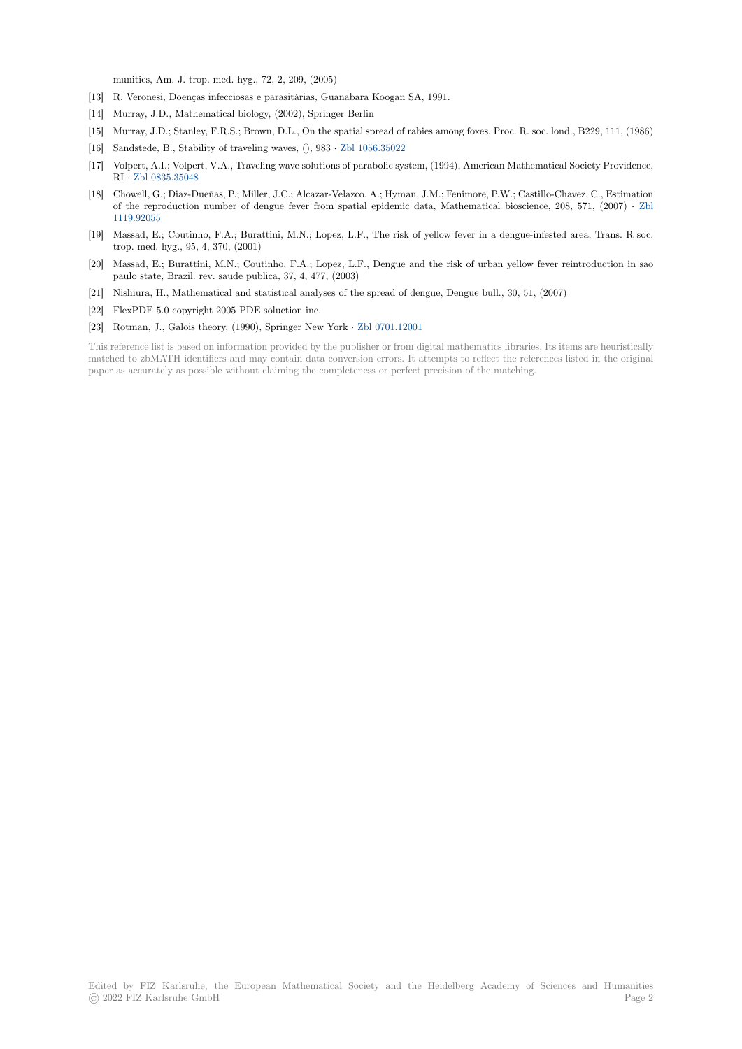munities, Am. J. trop. med. hyg., 72, 2, 209, (2005)

[13] R. Veronesi, Doenças infecciosas e parasitárias, Guanabara Koogan SA, 1991.

[14] Murray, J.D., Mathematical biology, (2002), Springer Berlin

[15] Murray, J.D.; Stanley, F.R.S.; Brown, D.L., On the spatial spread of rabies among foxes, Proc. R. soc. lond., B229, 111, (1986)

[16] Sandstede, B., Stability of traveling waves, (), 983 · Zbl 1056.35022

[17] Volpert, A.I.; Volpert, V.A., Traveling wave solutions of parabolic system, (1994), American Mathematical Society Providence, RI · Zbl 0835.35048

[18] Chowell, G.; Diaz-Dueñas, P.; Miller, J.C.; Alcazar-Velazco, A.; Hyman, J.M.; Fenimore, P.W.; Castillo-Chavez, C., Estimation of the reproduction number of dengue fever from spatial epidemic data, Mathematical bioscience, 208, 571, (2007) · Zbl 1119.92055

[19] Massad, E.; Coutinho, F.A.; Burattini, M.N.; Lopez, L.F., The risk of yellow fever in a dengue-infested area, Trans. R soc. trop. med. hyg., 95, 4, 370, (2001)

[20] Massad, E.; Burattini, M.N.; Coutinho, F.A.; Lopez, L.F., Dengue and the risk of urban yellow fever reintroduction in sao paulo state, Brazil. rev. saude publica, 37, 4, 477, (2003)

[21] Nishiura, H., Mathematical and statistical analyses of the spread of dengue, Dengue bull., 30, 51, (2007)

[22] FlexPDE 5.0 copyright 2005 PDE soluction inc.

[23] Rotman, J., Galois theory, (1990), Springer New York · Zbl 0701.12001

This reference list is based on information provided by the publisher or from digital mathematics libraries. Its items are heuristically matched to zbMATH identifiers and may contain data conversion errors. It attempts to reflect the references listed in the original paper as accurately as possible without claiming the completeness or perfect precision of the matching.